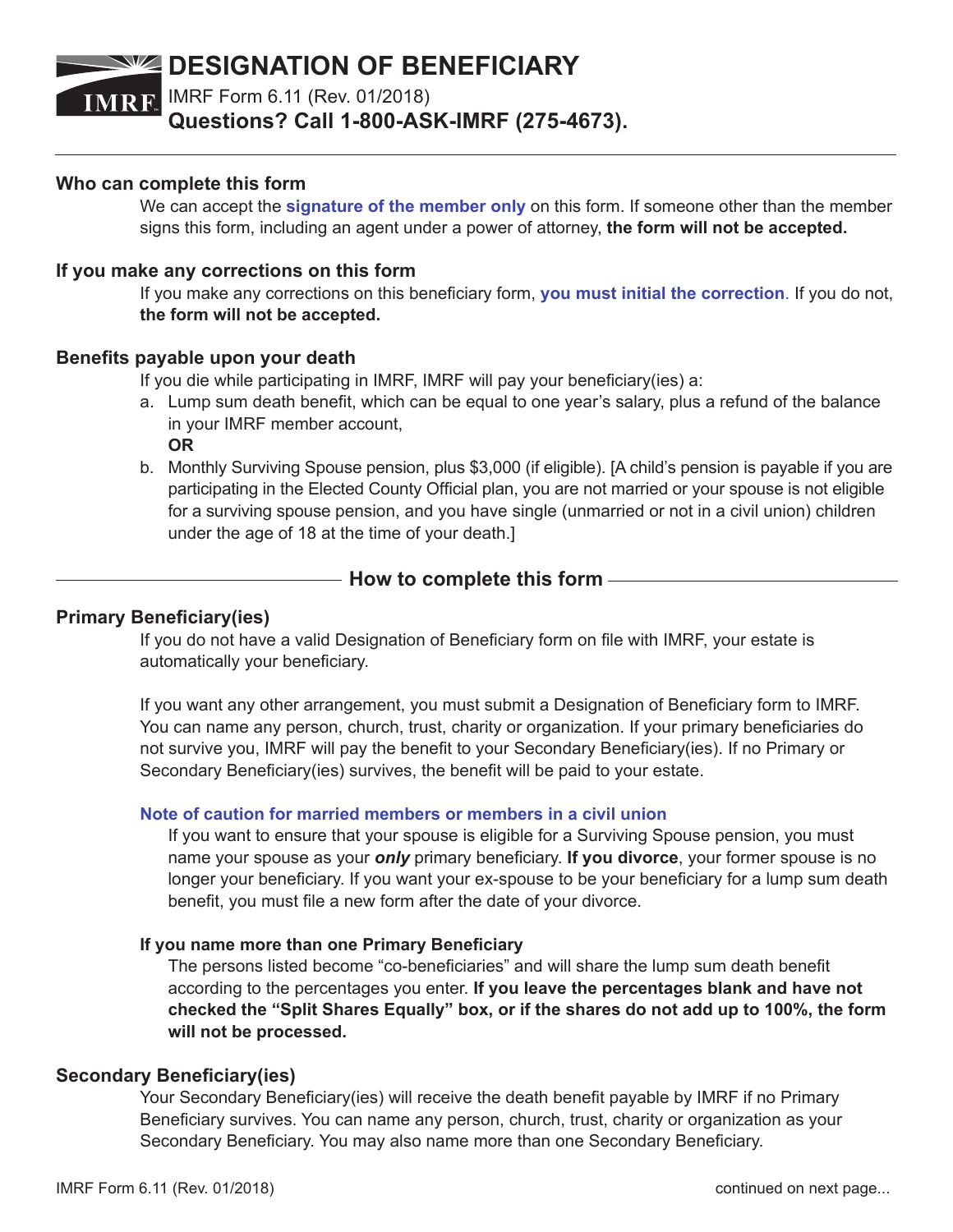# DESIGNATION OF BENEFICIARY

IMRF Form 6.11 (Rev. 01/2018)

**Questions? Call 1-800-ASK-IMRF (275-4673).**

### Who can complete this form

We can accept the **signature of the member only** on this form. If someone other than the member signs this form, including an agent under a power of attorney, **the form will not be accepted.**

### If you make any corrections on this form

If you make any corrections on this beneficiary form, **you must initial the correction**. If you do not, **the form will not be accepted.**

### Benefits payable upon your death

If you die while participating in IMRF, IMRF will pay your beneficiary(ies) a:

a. Lump sum death benefit, which can be equal to one year's salary, plus a refund of the balance in your IMRF member account,

   **OR**

b. Monthly Surviving Spouse pension, plus $3,000 (if eligible). [A child's pension is payable if you are participating in the Elected County Official plan, you are not married or your spouse is not eligible for a surviving spouse pension, and you have single (unmarried or not in a civil union) children under the age of 18 at the time of your death.]

## How to complete this form

### Primary Beneficiary(ies)

If you do not have a valid Designation of Beneficiary form on file with IMRF, your estate is automatically your beneficiary.

If you want any other arrangement, you must submit a Designation of Beneficiary form to IMRF. You can name any person, church, trust, charity or organization. If your primary beneficiaries do not survive you, IMRF will pay the benefit to your Secondary Beneficiary(ies). If no Primary or Secondary Beneficiary(ies) survives, the benefit will be paid to your estate.

#### Note of caution for married members or members in a civil union

If you want to ensure that your spouse is eligible for a Surviving Spouse pension, you must name your spouse as your ***only*** primary beneficiary. **If you divorce**, your former spouse is no longer your beneficiary. If you want your ex-spouse to be your beneficiary for a lump sum death benefit, you must file a new form after the date of your divorce.

#### If you name more than one Primary Beneficiary

The persons listed become "co-beneficiaries" and will share the lump sum death benefit according to the percentages you enter. **If you leave the percentages blank and have not checked the "Split Shares Equally" box, or if the shares do not add up to 100%, the form will not be processed.**

### Secondary Beneficiary(ies)

Your Secondary Beneficiary(ies) will receive the death benefit payable by IMRF if no Primary Beneficiary survives. You can name any person, church, trust, charity or organization as your Secondary Beneficiary. You may also name more than one Secondary Beneficiary.

continued on next page...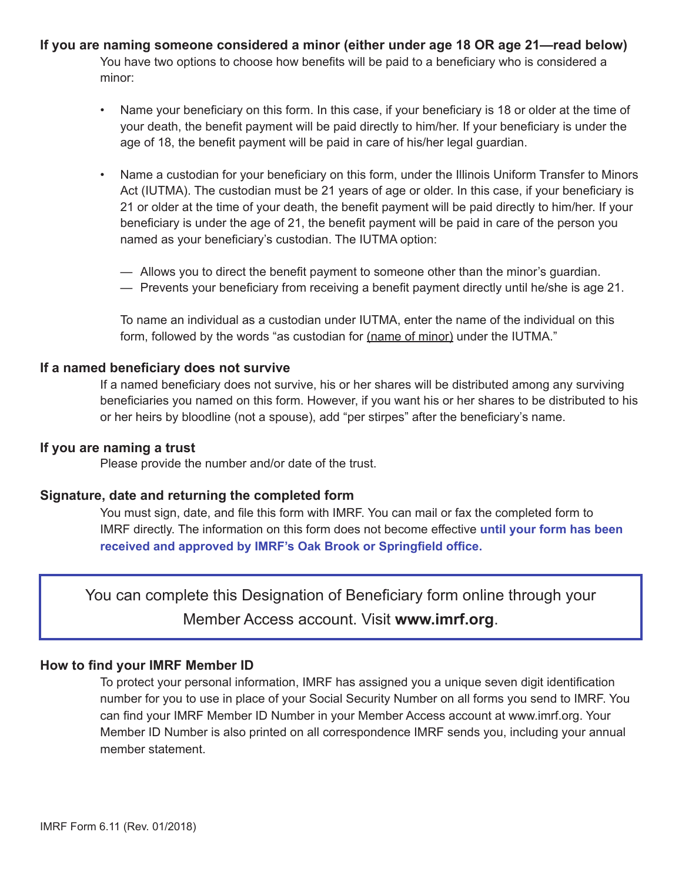### If you are naming someone considered a minor (either under age 18 OR age 21—read below)

You have two options to choose how benefits will be paid to a beneficiary who is considered a minor:

- Name your beneficiary on this form. In this case, if your beneficiary is 18 or older at the time of your death, the benefit payment will be paid directly to him/her. If your beneficiary is under the age of 18, the benefit payment will be paid in care of his/her legal guardian.

- Name a custodian for your beneficiary on this form, under the Illinois Uniform Transfer to Minors Act (IUTMA). The custodian must be 21 years of age or older. In this case, if your beneficiary is 21 or older at the time of your death, the benefit payment will be paid directly to him/her. If your beneficiary is under the age of 21, the benefit payment will be paid in care of the person you named as your beneficiary's custodian. The IUTMA option:

  — Allows you to direct the benefit payment to someone other than the minor's guardian.
  — Prevents your beneficiary from receiving a benefit payment directly until he/she is age 21.

  To name an individual as a custodian under IUTMA, enter the name of the individual on this form, followed by the words "as custodian for <u>(name of minor)</u> under the IUTMA."

### If a named beneficiary does not survive

If a named beneficiary does not survive, his or her shares will be distributed among any surviving beneficiaries you named on this form. However, if you want his or her shares to be distributed to his or her heirs by bloodline (not a spouse), add "per stirpes" after the beneficiary's name.

### If you are naming a trust

Please provide the number and/or date of the trust.

### Signature, date and returning the completed form

You must sign, date, and file this form with IMRF. You can mail or fax the completed form to IMRF directly. The information on this form does not become effective **until your form has been received and approved by IMRF's Oak Brook or Springfield office.**

> You can complete this Designation of Beneficiary form online through your Member Access account. Visit **www.imrf.org**.

### How to find your IMRF Member ID

To protect your personal information, IMRF has assigned you a unique seven digit identification number for you to use in place of your Social Security Number on all forms you send to IMRF. You can find your IMRF Member ID Number in your Member Access account at www.imrf.org. Your Member ID Number is also printed on all correspondence IMRF sends you, including your annual member statement.

IMRF Form 6.11 (Rev. 01/2018)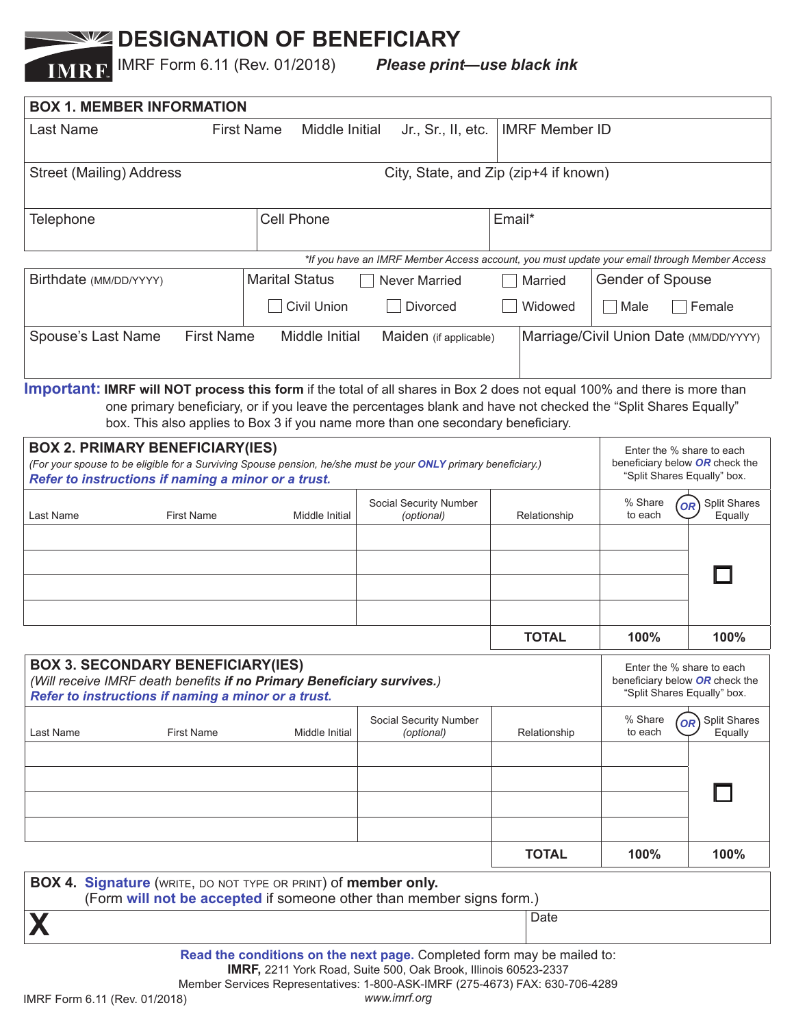# DESIGNATION OF BENEFICIARY

IMRF Form 6.11 (Rev. 01/2018) ***Please print—use black ink***

## BOX 1. MEMBER INFORMATION

| Last Name | First Name | Middle Initial | Jr., Sr., II, etc. | IMRF Member ID |
|---|---|---|---|---|
| | | | | |

| Street (Mailing) Address | City, State, and Zip (zip+4 if known) |
|---|---|
| | |

| Telephone | Cell Phone | Email* |
|---|---|---|
| | | |

*If you have an IMRF Member Access account, you must update your email through Member Access*

| Birthdate (MM/DD/YYYY) | Marital Status | Gender of Spouse |
|---|---|---|
| | ☐ Never Married ☐ Married ☐ Civil Union ☐ Divorced ☐ Widowed | ☐ Male ☐ Female |

| Spouse's Last Name | First Name | Middle Initial | Maiden (if applicable) | Marriage/Civil Union Date (MM/DD/YYYY) |
|---|---|---|---|---|
| | | | | |

**Important: IMRF will NOT process this form** if the total of all shares in Box 2 does not equal 100% and there is more than one primary beneficiary, or if you leave the percentages blank and have not checked the "Split Shares Equally" box. This also applies to Box 3 if you name more than one secondary beneficiary.

## BOX 2. PRIMARY BENEFICIARY(IES)

*(For your spouse to be eligible for a Surviving Spouse pension, he/she must be your **ONLY** primary beneficiary.)*

***Refer to instructions if naming a minor or a trust.***

Enter the % share to each beneficiary below ***OR*** check the "Split Shares Equally" box.

| Last Name | First Name | Middle Initial | Social Security Number *(optional)* | Relationship | % Share to each | *OR* Split Shares Equally |
|---|---|---|---|---|---|---|
| | | | | | | ☐ |
| | | | | | | |
| | | | | | | |
| | | | | | | |
| | | | | **TOTAL** | **100%** | **100%** |

## BOX 3. SECONDARY BENEFICIARY(IES)

*(Will receive IMRF death benefits **if no Primary Beneficiary survives.**)*

***Refer to instructions if naming a minor or a trust.***

Enter the % share to each beneficiary below ***OR*** check the "Split Shares Equally" box.

| Last Name | First Name | Middle Initial | Social Security Number *(optional)* | Relationship | % Share to each | *OR* Split Shares Equally |
|---|---|---|---|---|---|---|
| | | | | | | ☐ |
| | | | | | | |
| | | | | | | |
| | | | | | | |
| | | | | **TOTAL** | **100%** | **100%** |

## BOX 4. Signature (WRITE, DO NOT TYPE OR PRINT) of member only.

(Form **will not be accepted** if someone other than member signs form.)

| **X** | Date |
|---|---|
| | |

**Read the conditions on the next page.** Completed form may be mailed to:
**IMRF,** 2211 York Road, Suite 500, Oak Brook, Illinois 60523-2337
Member Services Representatives: 1-800-ASK-IMRF (275-4673) FAX: 630-706-4289
*www.imrf.org*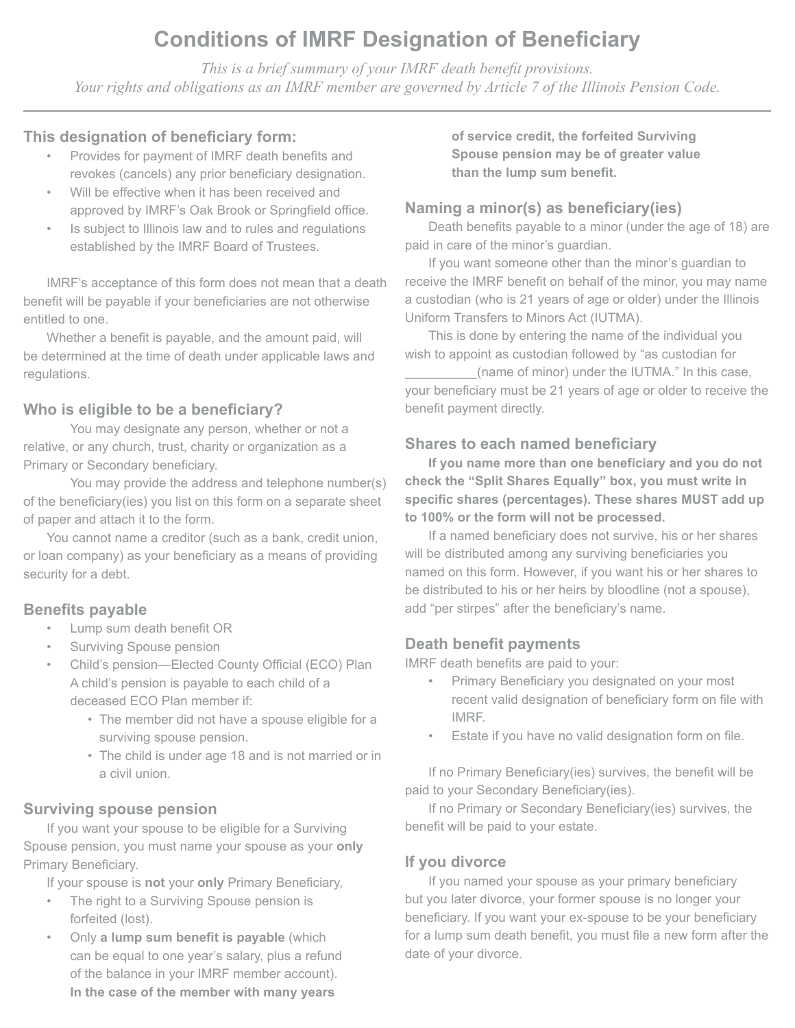# Conditions of IMRF Designation of Beneficiary

*This is a brief summary of your IMRF death benefit provisions.*
*Your rights and obligations as an IMRF member are governed by Article 7 of the Illinois Pension Code.*

## This designation of beneficiary form:

- Provides for payment of IMRF death benefits and revokes (cancels) any prior beneficiary designation.
- Will be effective when it has been received and approved by IMRF's Oak Brook or Springfield office.
- Is subject to Illinois law and to rules and regulations established by the IMRF Board of Trustees.

IMRF's acceptance of this form does not mean that a death benefit will be payable if your beneficiaries are not otherwise entitled to one.

Whether a benefit is payable, and the amount paid, will be determined at the time of death under applicable laws and regulations.

## Who is eligible to be a beneficiary?

You may designate any person, whether or not a relative, or any church, trust, charity or organization as a Primary or Secondary beneficiary.

You may provide the address and telephone number(s) of the beneficiary(ies) you list on this form on a separate sheet of paper and attach it to the form.

You cannot name a creditor (such as a bank, credit union, or loan company) as your beneficiary as a means of providing security for a debt.

## Benefits payable

- Lump sum death benefit OR
- Surviving Spouse pension
- Child's pension—Elected County Official (ECO) Plan
  A child's pension is payable to each child of a deceased ECO Plan member if:
  - The member did not have a spouse eligible for a surviving spouse pension.
  - The child is under age 18 and is not married or in a civil union.

## Surviving spouse pension

If you want your spouse to be eligible for a Surviving Spouse pension, you must name your spouse as your **only** Primary Beneficiary.

If your spouse is **not** your **only** Primary Beneficiary,

- The right to a Surviving Spouse pension is forfeited (lost).
- Only **a lump sum benefit is payable** (which can be equal to one year's salary, plus a refund of the balance in your IMRF member account). **In the case of the member with many years of service credit, the forfeited Surviving Spouse pension may be of greater value than the lump sum benefit.**

## Naming a minor(s) as beneficiary(ies)

Death benefits payable to a minor (under the age of 18) are paid in care of the minor's guardian.

If you want someone other than the minor's guardian to receive the IMRF benefit on behalf of the minor, you may name a custodian (who is 21 years of age or older) under the Illinois Uniform Transfers to Minors Act (IUTMA).

This is done by entering the name of the individual you wish to appoint as custodian followed by "as custodian for __________(name of minor) under the IUTMA." In this case, your beneficiary must be 21 years of age or older to receive the benefit payment directly.

## Shares to each named beneficiary

**If you name more than one beneficiary and you do not check the "Split Shares Equally" box, you must write in specific shares (percentages). These shares MUST add up to 100% or the form will not be processed.**

If a named beneficiary does not survive, his or her shares will be distributed among any surviving beneficiaries you named on this form. However, if you want his or her shares to be distributed to his or her heirs by bloodline (not a spouse), add "per stirpes" after the beneficiary's name.

## Death benefit payments

IMRF death benefits are paid to your:

- Primary Beneficiary you designated on your most recent valid designation of beneficiary form on file with IMRF.
- Estate if you have no valid designation form on file.

If no Primary Beneficiary(ies) survives, the benefit will be paid to your Secondary Beneficiary(ies).

If no Primary or Secondary Beneficiary(ies) survives, the benefit will be paid to your estate.

## If you divorce

If you named your spouse as your primary beneficiary but you later divorce, your former spouse is no longer your beneficiary. If you want your ex-spouse to be your beneficiary for a lump sum death benefit, you must file a new form after the date of your divorce.